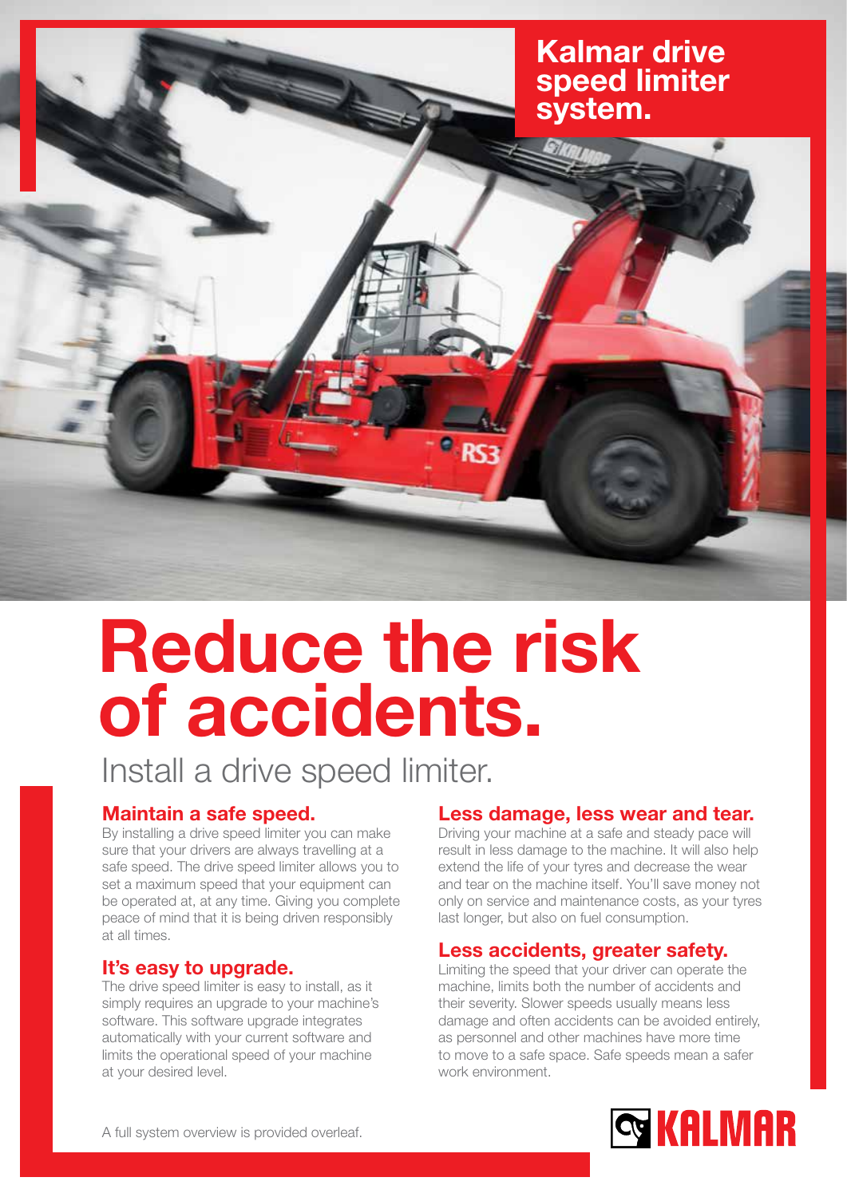## Kalmar drive speed limiter system.

# Reduce the risk of accidents.

Install a drive speed limiter.

### Maintain a safe speed.

By installing a drive speed limiter you can make sure that your drivers are always travelling at a safe speed. The drive speed limiter allows you to set a maximum speed that your equipment can be operated at, at any time. Giving you complete peace of mind that it is being driven responsibly at all times.

### It's easy to upgrade.

The drive speed limiter is easy to install, as it simply requires an upgrade to your machine's software. This software upgrade integrates automatically with your current software and limits the operational speed of your machine at your desired level.

### Less damage, less wear and tear.

Driving your machine at a safe and steady pace will result in less damage to the machine. It will also help extend the life of your tyres and decrease the wear and tear on the machine itself. You'll save money not only on service and maintenance costs, as your tyres last longer, but also on fuel consumption.

### Less accidents, greater safety.

Limiting the speed that your driver can operate the machine, limits both the number of accidents and their severity. Slower speeds usually means less damage and often accidents can be avoided entirely, as personnel and other machines have more time to move to a safe space. Safe speeds mean a safer work environment.

A full system overview is provided overleaf.

KALMAR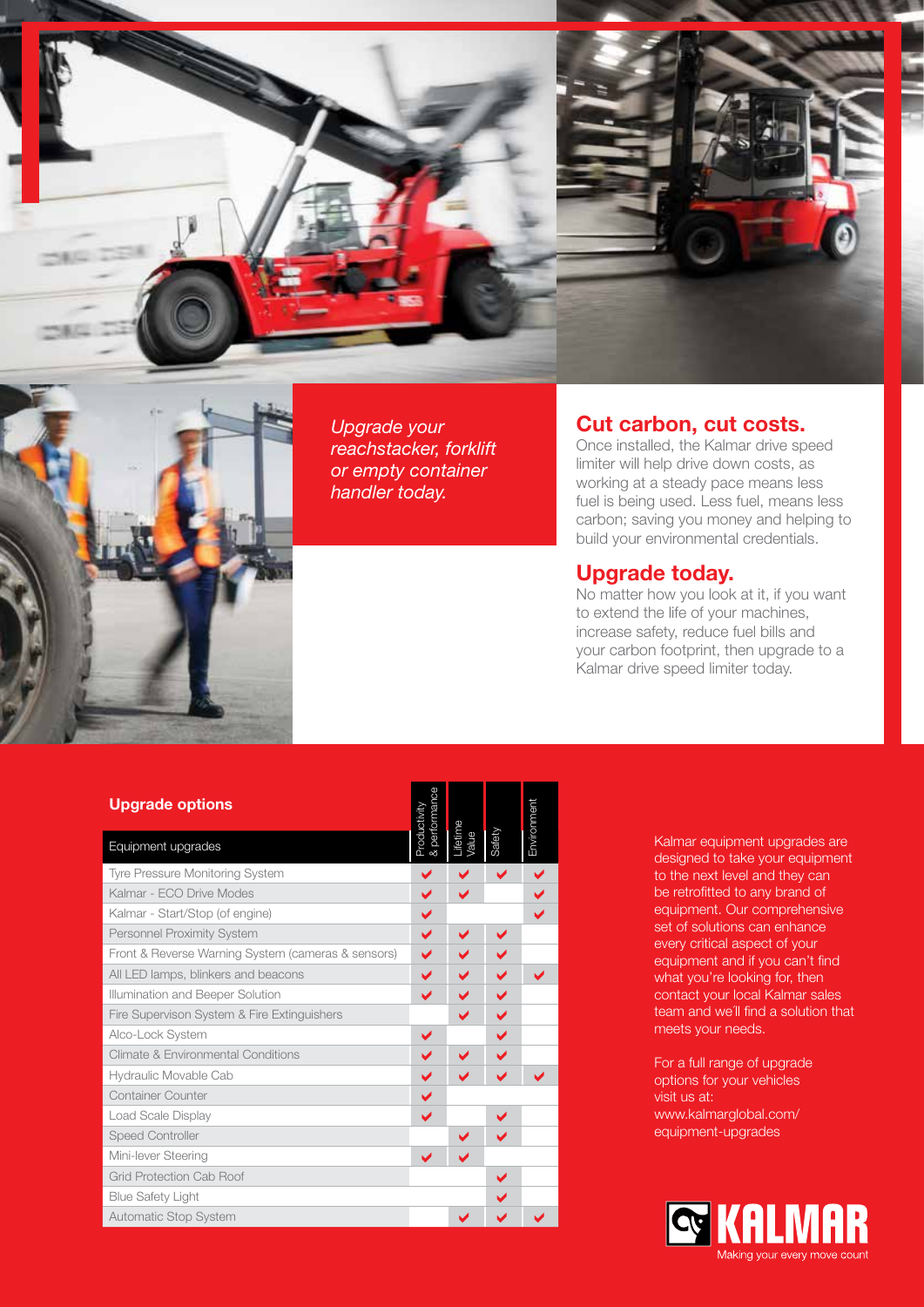*Upgrade your reachstacker, forklift or empty container handler today.*

## Cut carbon, cut costs.

Once installed, the Kalmar drive speed limiter will help drive down costs, as working at a steady pace means less fuel is being used. Less fuel, means less carbon; saving you money and helping to build your environmental credentials.

## Upgrade today.

No matter how you look at it, if you want to extend the life of your machines, increase safety, reduce fuel bills and your carbon footprint, then upgrade to a Kalmar drive speed limiter today.

### Upgrade options

| Equipment upgrades | Productivity & performance | Lifetime Value | Safety | Environment |
|---|---|---|---|---|
| Tyre Pressure Monitoring System | ✔ | ✔ | ✔ | ✔ |
| Kalmar - ECO Drive Modes | ✔ | ✔ | | ✔ |
| Kalmar - Start/Stop (of engine) | ✔ | | | ✔ |
| Personnel Proximity System | ✔ | ✔ | ✔ | |
| Front & Reverse Warning System (cameras & sensors) | ✔ | ✔ | ✔ | |
| All LED lamps, blinkers and beacons | ✔ | ✔ | ✔ | ✔ |
| Illumination and Beeper Solution | ✔ | ✔ | ✔ | |
| Fire Supervison System & Fire Extinguishers | | ✔ | ✔ | |
| Alco-Lock System | ✔ | | ✔ | |
| Climate & Environmental Conditions | ✔ | ✔ | ✔ | |
| Hydraulic Movable Cab | ✔ | ✔ | ✔ | ✔ |
| Container Counter | ✔ | | | |
| Load Scale Display | ✔ | | ✔ | |
| Speed Controller | | ✔ | ✔ | |
| Mini-lever Steering | ✔ | ✔ | | |
| Grid Protection Cab Roof | | | ✔ | |
| Blue Safety Light | | | ✔ | |
| Automatic Stop System | | ✔ | ✔ | ✔ |

Kalmar equipment upgrades are designed to take your equipment to the next level and they can be retrofitted to any brand of equipment. Our comprehensive set of solutions can enhance every critical aspect of your equipment and if you can't find what you're looking for, then contact your local Kalmar sales team and we'll find a solution that meets your needs.

For a full range of upgrade options for your vehicles visit us at:
www.kalmarglobal.com/equipment-upgrades

KALMAR
Making your every move count